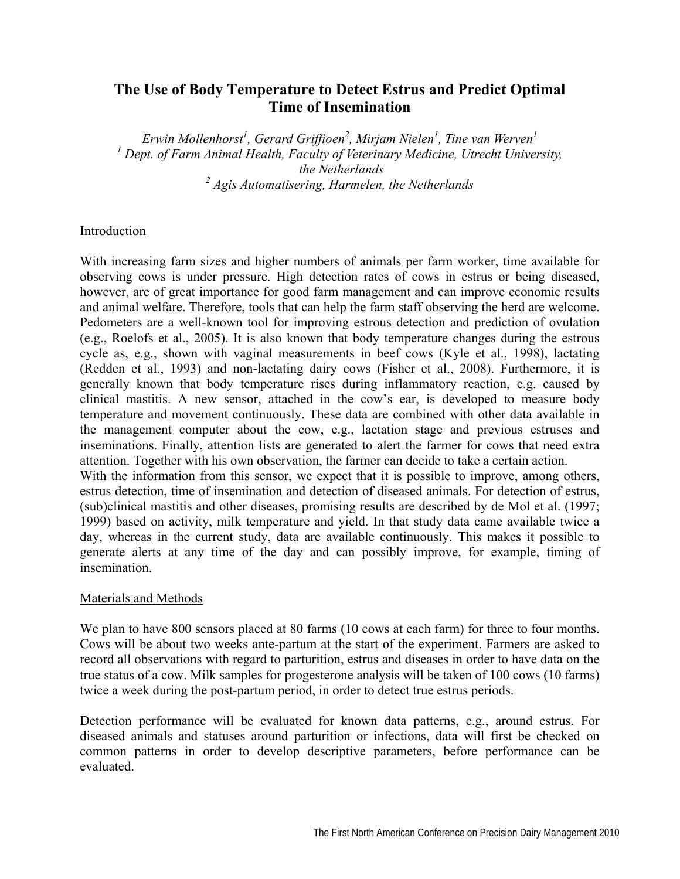# The Use of Body Temperature to Detect Estrus and Predict Optimal Time of Insemination

*Erwin Mollenhorst[1], Gerard Griffioen[2], Mirjam Nielen[1], Tine van Werven[1]*
*[1] Dept. of Farm Animal Health, Faculty of Veterinary Medicine, Utrecht University, the Netherlands*
*[2] Agis Automatisering, Harmelen, the Netherlands*

## Introduction

With increasing farm sizes and higher numbers of animals per farm worker, time available for observing cows is under pressure. High detection rates of cows in estrus or being diseased, however, are of great importance for good farm management and can improve economic results and animal welfare. Therefore, tools that can help the farm staff observing the herd are welcome. Pedometers are a well-known tool for improving estrous detection and prediction of ovulation (e.g., Roelofs et al., 2005). It is also known that body temperature changes during the estrous cycle as, e.g., shown with vaginal measurements in beef cows (Kyle et al., 1998), lactating (Redden et al., 1993) and non-lactating dairy cows (Fisher et al., 2008). Furthermore, it is generally known that body temperature rises during inflammatory reaction, e.g. caused by clinical mastitis. A new sensor, attached in the cow's ear, is developed to measure body temperature and movement continuously. These data are combined with other data available in the management computer about the cow, e.g., lactation stage and previous estruses and inseminations. Finally, attention lists are generated to alert the farmer for cows that need extra attention. Together with his own observation, the farmer can decide to take a certain action.
With the information from this sensor, we expect that it is possible to improve, among others, estrus detection, time of insemination and detection of diseased animals. For detection of estrus, (sub)clinical mastitis and other diseases, promising results are described by de Mol et al. (1997; 1999) based on activity, milk temperature and yield. In that study data came available twice a day, whereas in the current study, data are available continuously. This makes it possible to generate alerts at any time of the day and can possibly improve, for example, timing of insemination.

## Materials and Methods

We plan to have 800 sensors placed at 80 farms (10 cows at each farm) for three to four months. Cows will be about two weeks ante-partum at the start of the experiment. Farmers are asked to record all observations with regard to parturition, estrus and diseases in order to have data on the true status of a cow. Milk samples for progesterone analysis will be taken of 100 cows (10 farms) twice a week during the post-partum period, in order to detect true estrus periods.

Detection performance will be evaluated for known data patterns, e.g., around estrus. For diseased animals and statuses around parturition or infections, data will first be checked on common patterns in order to develop descriptive parameters, before performance can be evaluated.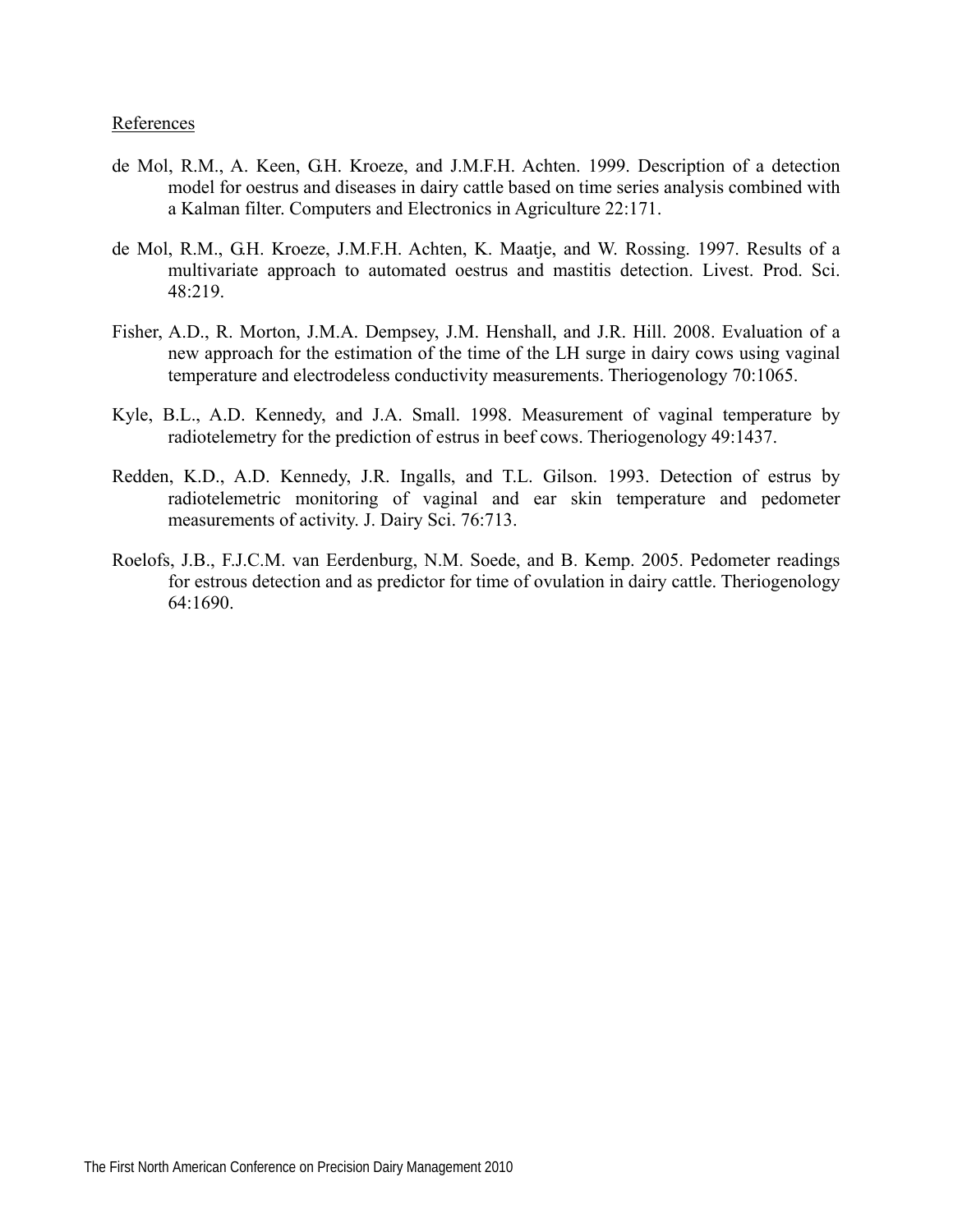References

de Mol, R.M., A. Keen, G.H. Kroeze, and J.M.F.H. Achten. 1999. Description of a detection model for oestrus and diseases in dairy cattle based on time series analysis combined with a Kalman filter. Computers and Electronics in Agriculture 22:171.

de Mol, R.M., G.H. Kroeze, J.M.F.H. Achten, K. Maatje, and W. Rossing. 1997. Results of a multivariate approach to automated oestrus and mastitis detection. Livest. Prod. Sci. 48:219.

Fisher, A.D., R. Morton, J.M.A. Dempsey, J.M. Henshall, and J.R. Hill. 2008. Evaluation of a new approach for the estimation of the time of the LH surge in dairy cows using vaginal temperature and electrodeless conductivity measurements. Theriogenology 70:1065.

Kyle, B.L., A.D. Kennedy, and J.A. Small. 1998. Measurement of vaginal temperature by radiotelemetry for the prediction of estrus in beef cows. Theriogenology 49:1437.

Redden, K.D., A.D. Kennedy, J.R. Ingalls, and T.L. Gilson. 1993. Detection of estrus by radiotelemetric monitoring of vaginal and ear skin temperature and pedometer measurements of activity. J. Dairy Sci. 76:713.

Roelofs, J.B., F.J.C.M. van Eerdenburg, N.M. Soede, and B. Kemp. 2005. Pedometer readings for estrous detection and as predictor for time of ovulation in dairy cattle. Theriogenology 64:1690.